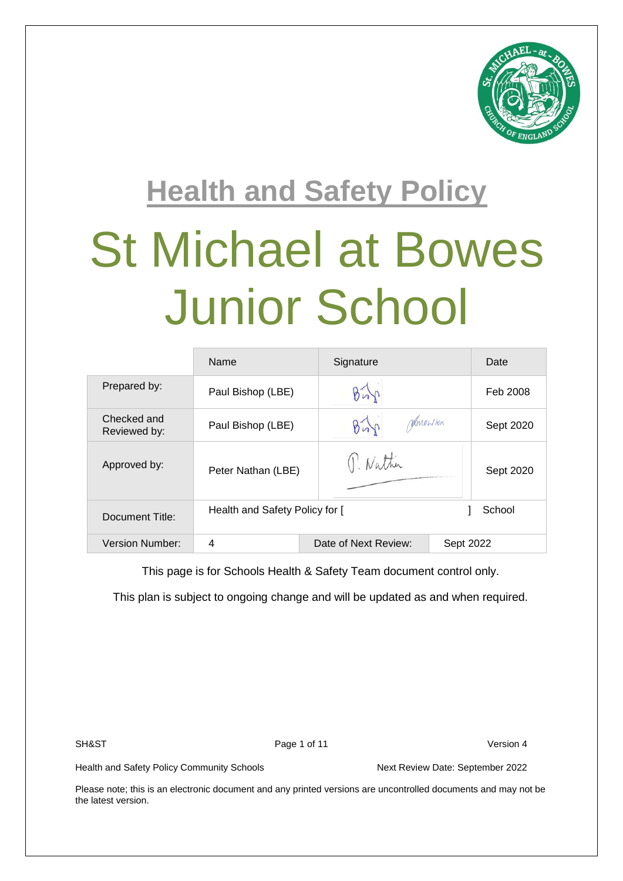# Health and Safety Policy

# St Michael at Bowes Junior School

| | Name | Signature | Date |
|---|---|---|---|
| Prepared by: | Paul Bishop (LBE) | | Feb 2008 |
| Checked and Reviewed by: | Paul Bishop (LBE) | | Sept 2020 |
| Approved by: | Peter Nathan (LBE) | P. Nathan | Sept 2020 |
| Document Title: | Health and Safety Policy for [ ] School | | |
| Version Number: | 4 | Date of Next Review: | Sept 2022 |

This page is for Schools Health & Safety Team document control only.

This plan is subject to ongoing change and will be updated as and when required.

Please note; this is an electronic document and any printed versions are uncontrolled documents and may not be the latest version.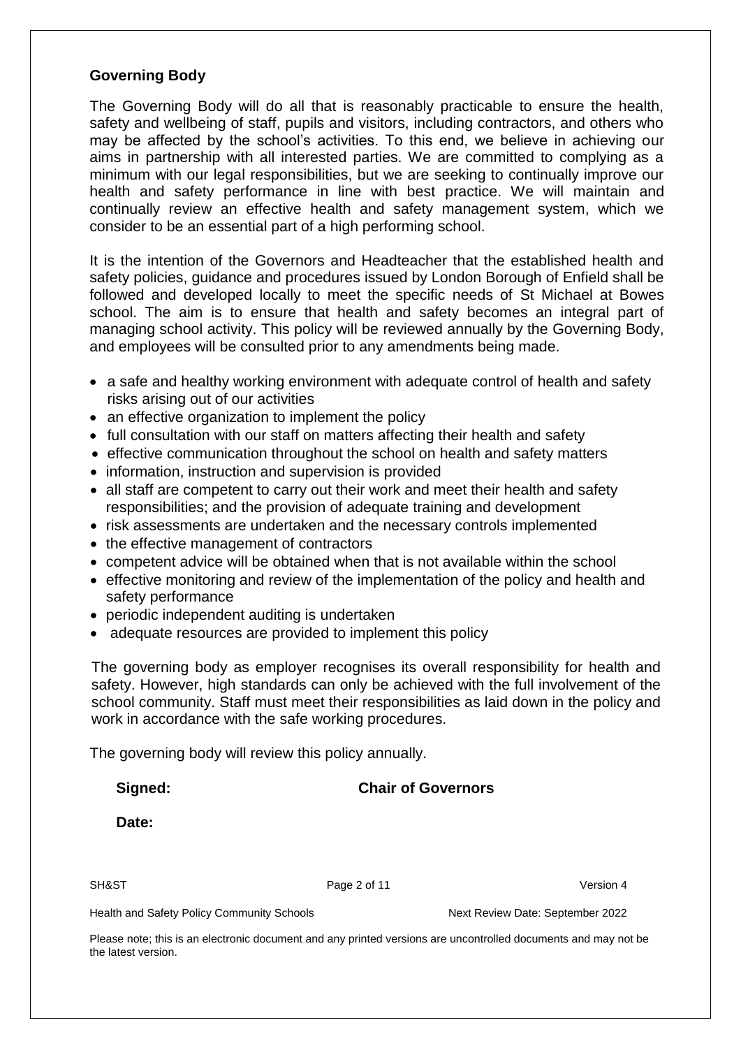## Governing Body

The Governing Body will do all that is reasonably practicable to ensure the health, safety and wellbeing of staff, pupils and visitors, including contractors, and others who may be affected by the school's activities. To this end, we believe in achieving our aims in partnership with all interested parties. We are committed to complying as a minimum with our legal responsibilities, but we are seeking to continually improve our health and safety performance in line with best practice. We will maintain and continually review an effective health and safety management system, which we consider to be an essential part of a high performing school.

It is the intention of the Governors and Headteacher that the established health and safety policies, guidance and procedures issued by London Borough of Enfield shall be followed and developed locally to meet the specific needs of St Michael at Bowes school. The aim is to ensure that health and safety becomes an integral part of managing school activity. This policy will be reviewed annually by the Governing Body, and employees will be consulted prior to any amendments being made.

- a safe and healthy working environment with adequate control of health and safety risks arising out of our activities
- an effective organization to implement the policy
- full consultation with our staff on matters affecting their health and safety
- effective communication throughout the school on health and safety matters
- information, instruction and supervision is provided
- all staff are competent to carry out their work and meet their health and safety responsibilities; and the provision of adequate training and development
- risk assessments are undertaken and the necessary controls implemented
- the effective management of contractors
- competent advice will be obtained when that is not available within the school
- effective monitoring and review of the implementation of the policy and health and safety performance
- periodic independent auditing is undertaken
- adequate resources are provided to implement this policy

The governing body as employer recognises its overall responsibility for health and safety. However, high standards can only be achieved with the full involvement of the school community. Staff must meet their responsibilities as laid down in the policy and work in accordance with the safe working procedures.

The governing body will review this policy annually.

**Signed:** **Chair of Governors**

**Date:**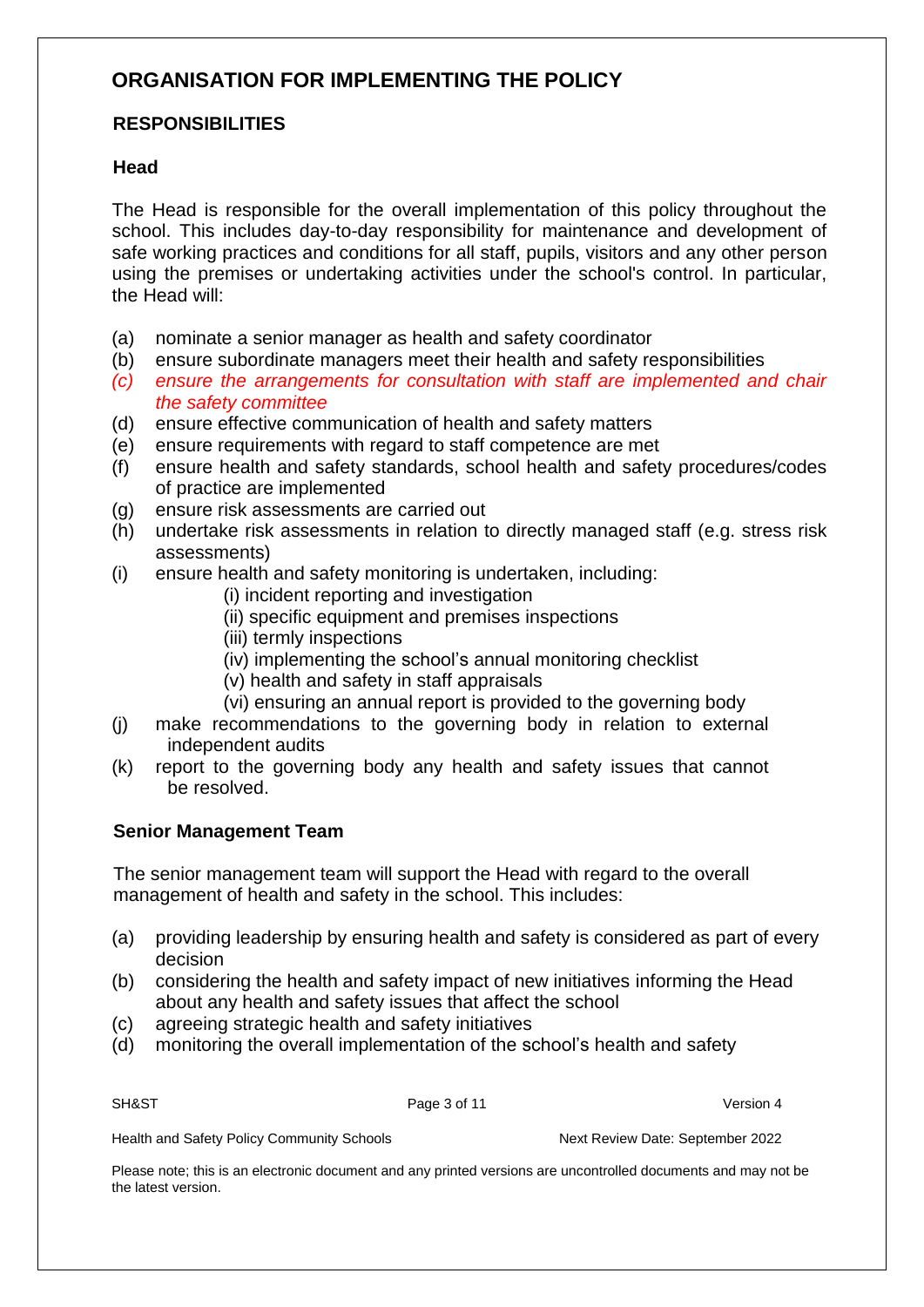# ORGANISATION FOR IMPLEMENTING THE POLICY

## RESPONSIBILITIES

### Head

The Head is responsible for the overall implementation of this policy throughout the school. This includes day-to-day responsibility for maintenance and development of safe working practices and conditions for all staff, pupils, visitors and any other person using the premises or undertaking activities under the school's control. In particular, the Head will:

(a) nominate a senior manager as health and safety coordinator
(b) ensure subordinate managers meet their health and safety responsibilities
*(c) ensure the arrangements for consultation with staff are implemented and chair the safety committee*
(d) ensure effective communication of health and safety matters
(e) ensure requirements with regard to staff competence are met
(f) ensure health and safety standards, school health and safety procedures/codes of practice are implemented
(g) ensure risk assessments are carried out
(h) undertake risk assessments in relation to directly managed staff (e.g. stress risk assessments)
(i) ensure health and safety monitoring is undertaken, including:
  (i) incident reporting and investigation
  (ii) specific equipment and premises inspections
  (iii) termly inspections
  (iv) implementing the school's annual monitoring checklist
  (v) health and safety in staff appraisals
  (vi) ensuring an annual report is provided to the governing body
(j) make recommendations to the governing body in relation to external independent audits
(k) report to the governing body any health and safety issues that cannot be resolved.

### Senior Management Team

The senior management team will support the Head with regard to the overall management of health and safety in the school. This includes:

(a) providing leadership by ensuring health and safety is considered as part of every decision
(b) considering the health and safety impact of new initiatives informing the Head about any health and safety issues that affect the school
(c) agreeing strategic health and safety initiatives
(d) monitoring the overall implementation of the school's health and safety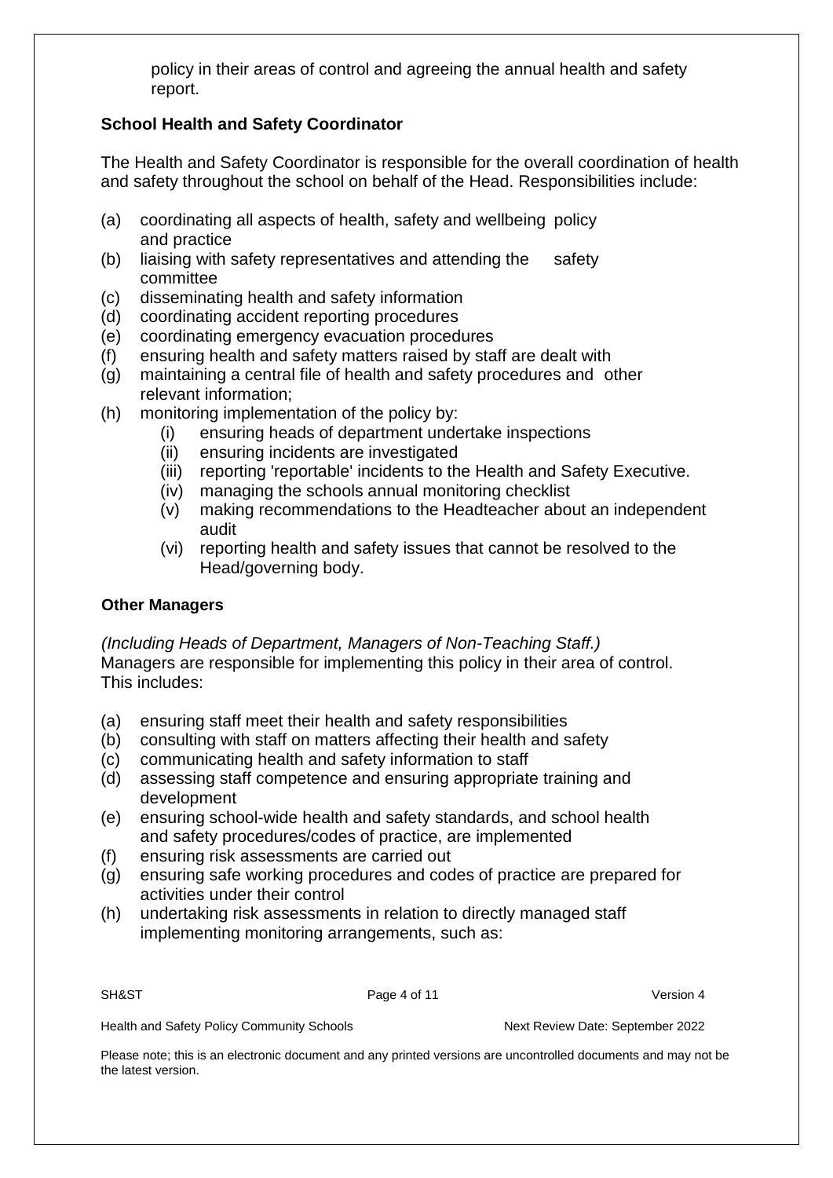policy in their areas of control and agreeing the annual health and safety report.

### School Health and Safety Coordinator

The Health and Safety Coordinator is responsible for the overall coordination of health and safety throughout the school on behalf of the Head. Responsibilities include:

(a) coordinating all aspects of health, safety and wellbeing policy and practice
(b) liaising with safety representatives and attending the safety committee
(c) disseminating health and safety information
(d) coordinating accident reporting procedures
(e) coordinating emergency evacuation procedures
(f) ensuring health and safety matters raised by staff are dealt with
(g) maintaining a central file of health and safety procedures and other relevant information;
(h) monitoring implementation of the policy by:
  (i) ensuring heads of department undertake inspections
  (ii) ensuring incidents are investigated
  (iii) reporting 'reportable' incidents to the Health and Safety Executive.
  (iv) managing the schools annual monitoring checklist
  (v) making recommendations to the Headteacher about an independent audit
  (vi) reporting health and safety issues that cannot be resolved to the Head/governing body.

### Other Managers

*(Including Heads of Department, Managers of Non-Teaching Staff.)*
Managers are responsible for implementing this policy in their area of control. This includes:

(a) ensuring staff meet their health and safety responsibilities
(b) consulting with staff on matters affecting their health and safety
(c) communicating health and safety information to staff
(d) assessing staff competence and ensuring appropriate training and development
(e) ensuring school-wide health and safety standards, and school health and safety procedures/codes of practice, are implemented
(f) ensuring risk assessments are carried out
(g) ensuring safe working procedures and codes of practice are prepared for activities under their control
(h) undertaking risk assessments in relation to directly managed staff implementing monitoring arrangements, such as: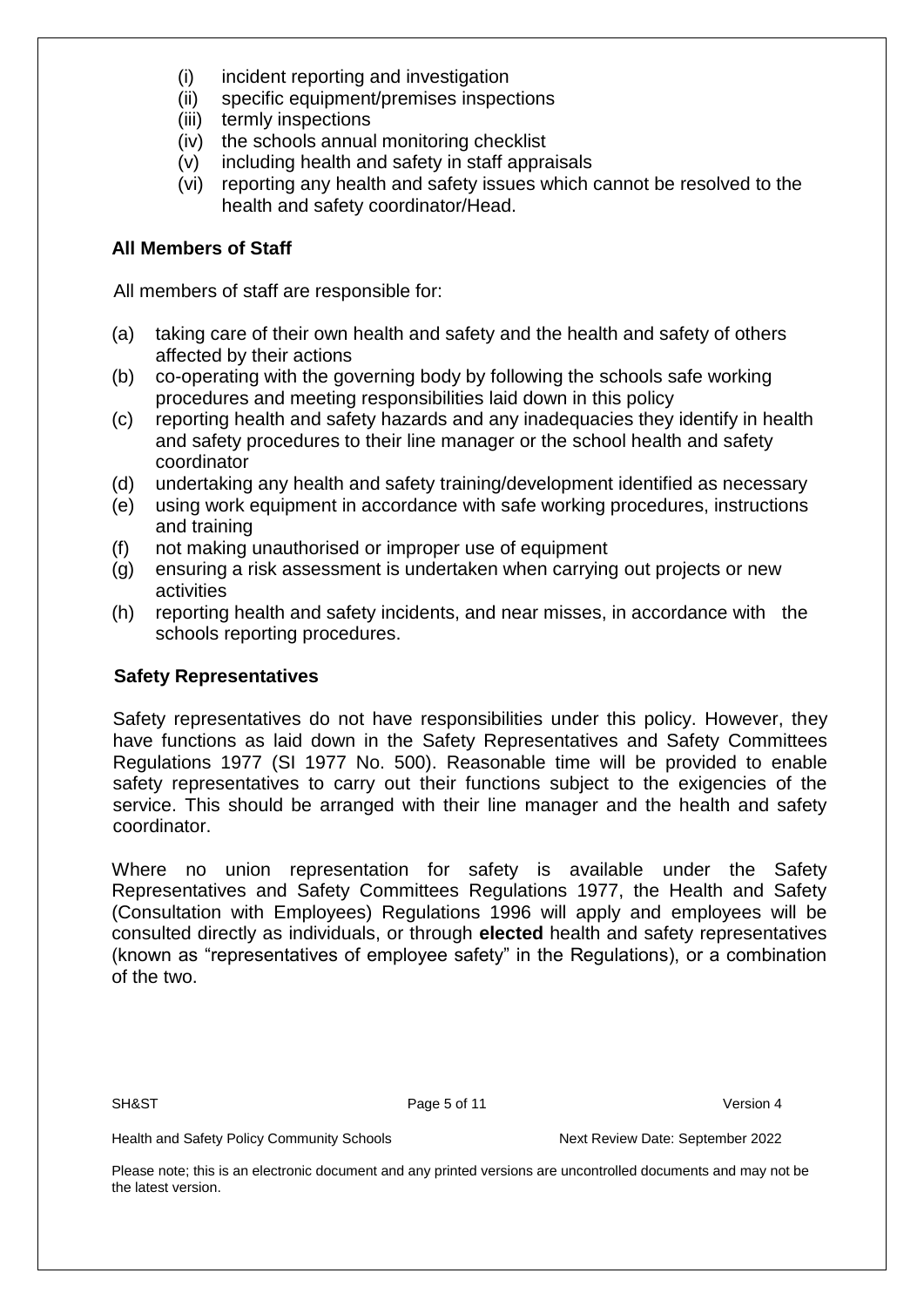(i) incident reporting and investigation
(ii) specific equipment/premises inspections
(iii) termly inspections
(iv) the schools annual monitoring checklist
(v) including health and safety in staff appraisals
(vi) reporting any health and safety issues which cannot be resolved to the health and safety coordinator/Head.

### All Members of Staff

All members of staff are responsible for:

(a) taking care of their own health and safety and the health and safety of others affected by their actions
(b) co-operating with the governing body by following the schools safe working procedures and meeting responsibilities laid down in this policy
(c) reporting health and safety hazards and any inadequacies they identify in health and safety procedures to their line manager or the school health and safety coordinator
(d) undertaking any health and safety training/development identified as necessary
(e) using work equipment in accordance with safe working procedures, instructions and training
(f) not making unauthorised or improper use of equipment
(g) ensuring a risk assessment is undertaken when carrying out projects or new activities
(h) reporting health and safety incidents, and near misses, in accordance with the schools reporting procedures.

### Safety Representatives

Safety representatives do not have responsibilities under this policy. However, they have functions as laid down in the Safety Representatives and Safety Committees Regulations 1977 (SI 1977 No. 500). Reasonable time will be provided to enable safety representatives to carry out their functions subject to the exigencies of the service. This should be arranged with their line manager and the health and safety coordinator.

Where no union representation for safety is available under the Safety Representatives and Safety Committees Regulations 1977, the Health and Safety (Consultation with Employees) Regulations 1996 will apply and employees will be consulted directly as individuals, or through **elected** health and safety representatives (known as "representatives of employee safety" in the Regulations), or a combination of the two.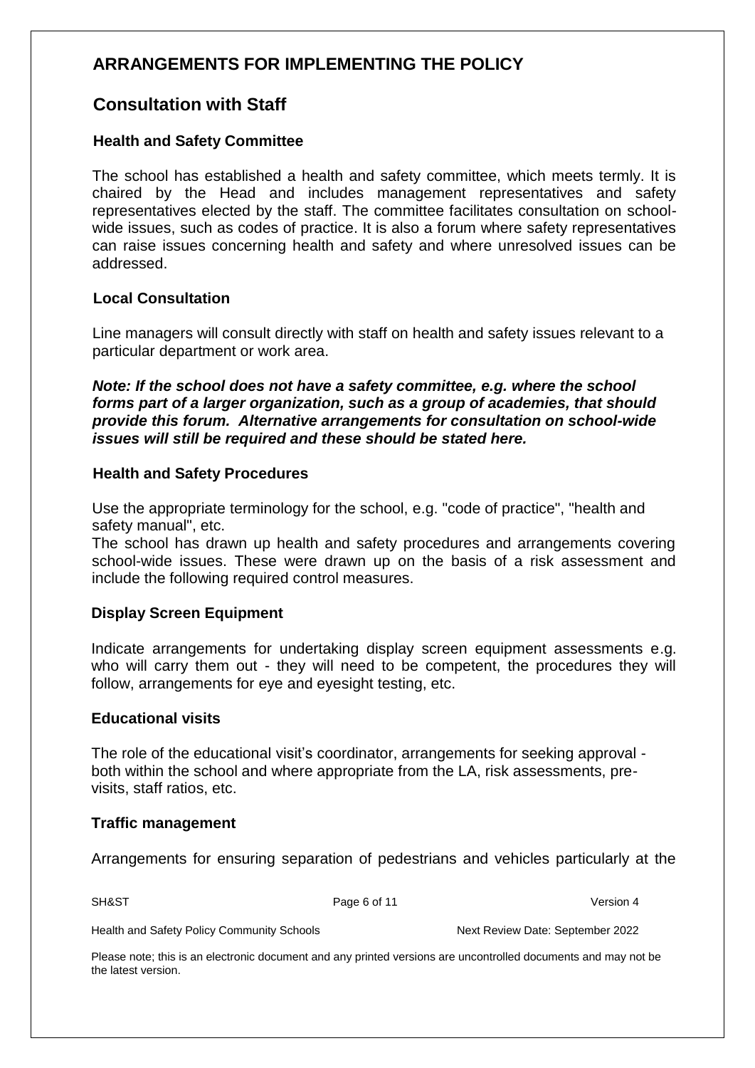## ARRANGEMENTS FOR IMPLEMENTING THE POLICY

## Consultation with Staff

### Health and Safety Committee

The school has established a health and safety committee, which meets termly. It is chaired by the Head and includes management representatives and safety representatives elected by the staff. The committee facilitates consultation on school-wide issues, such as codes of practice. It is also a forum where safety representatives can raise issues concerning health and safety and where unresolved issues can be addressed.

### Local Consultation

Line managers will consult directly with staff on health and safety issues relevant to a particular department or work area.

***Note: If the school does not have a safety committee, e.g. where the school forms part of a larger organization, such as a group of academies, that should provide this forum. Alternative arrangements for consultation on school-wide issues will still be required and these should be stated here.***

### Health and Safety Procedures

Use the appropriate terminology for the school, e.g. "code of practice", "health and safety manual", etc.

The school has drawn up health and safety procedures and arrangements covering school-wide issues. These were drawn up on the basis of a risk assessment and include the following required control measures.

### Display Screen Equipment

Indicate arrangements for undertaking display screen equipment assessments e.g. who will carry them out - they will need to be competent, the procedures they will follow, arrangements for eye and eyesight testing, etc.

### Educational visits

The role of the educational visit's coordinator, arrangements for seeking approval - both within the school and where appropriate from the LA, risk assessments, pre-visits, staff ratios, etc.

### Traffic management

Arrangements for ensuring separation of pedestrians and vehicles particularly at the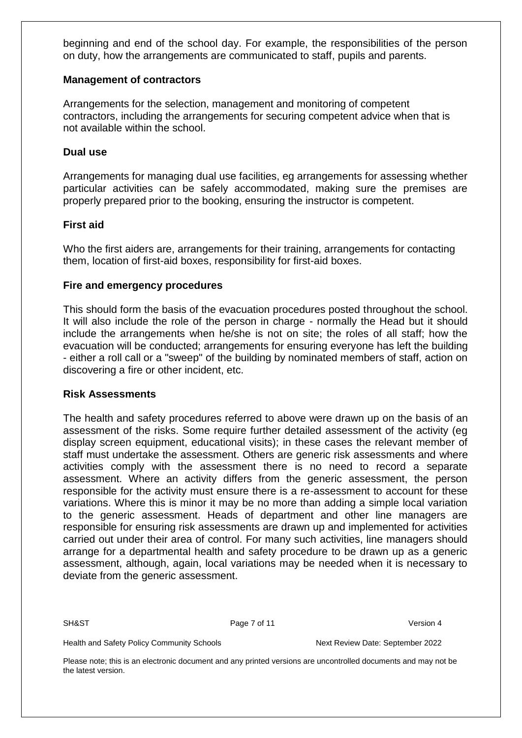beginning and end of the school day. For example, the responsibilities of the person on duty, how the arrangements are communicated to staff, pupils and parents.

**Management of contractors**

Arrangements for the selection, management and monitoring of competent contractors, including the arrangements for securing competent advice when that is not available within the school.

**Dual use**

Arrangements for managing dual use facilities, eg arrangements for assessing whether particular activities can be safely accommodated, making sure the premises are properly prepared prior to the booking, ensuring the instructor is competent.

**First aid**

Who the first aiders are, arrangements for their training, arrangements for contacting them, location of first-aid boxes, responsibility for first-aid boxes.

**Fire and emergency procedures**

This should form the basis of the evacuation procedures posted throughout the school. It will also include the role of the person in charge - normally the Head but it should include the arrangements when he/she is not on site; the roles of all staff; how the evacuation will be conducted; arrangements for ensuring everyone has left the building - either a roll call or a "sweep" of the building by nominated members of staff, action on discovering a fire or other incident, etc.

**Risk Assessments**

The health and safety procedures referred to above were drawn up on the basis of an assessment of the risks. Some require further detailed assessment of the activity (eg display screen equipment, educational visits); in these cases the relevant member of staff must undertake the assessment. Others are generic risk assessments and where activities comply with the assessment there is no need to record a separate assessment. Where an activity differs from the generic assessment, the person responsible for the activity must ensure there is a re-assessment to account for these variations. Where this is minor it may be no more than adding a simple local variation to the generic assessment. Heads of department and other line managers are responsible for ensuring risk assessments are drawn up and implemented for activities carried out under their area of control. For many such activities, line managers should arrange for a departmental health and safety procedure to be drawn up as a generic assessment, although, again, local variations may be needed when it is necessary to deviate from the generic assessment.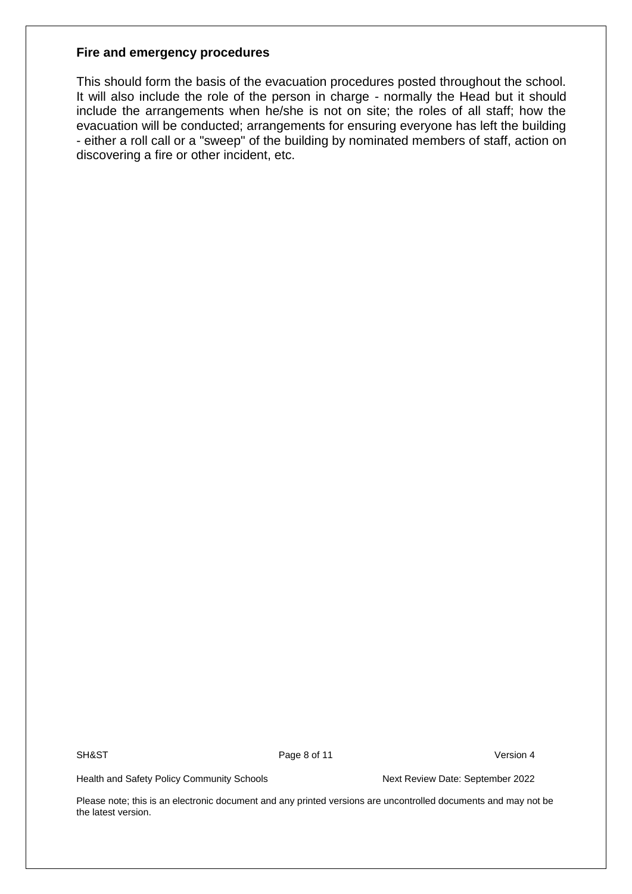**Fire and emergency procedures**

This should form the basis of the evacuation procedures posted throughout the school. It will also include the role of the person in charge - normally the Head but it should include the arrangements when he/she is not on site; the roles of all staff; how the evacuation will be conducted; arrangements for ensuring everyone has left the building - either a roll call or a "sweep" of the building by nominated members of staff, action on discovering a fire or other incident, etc.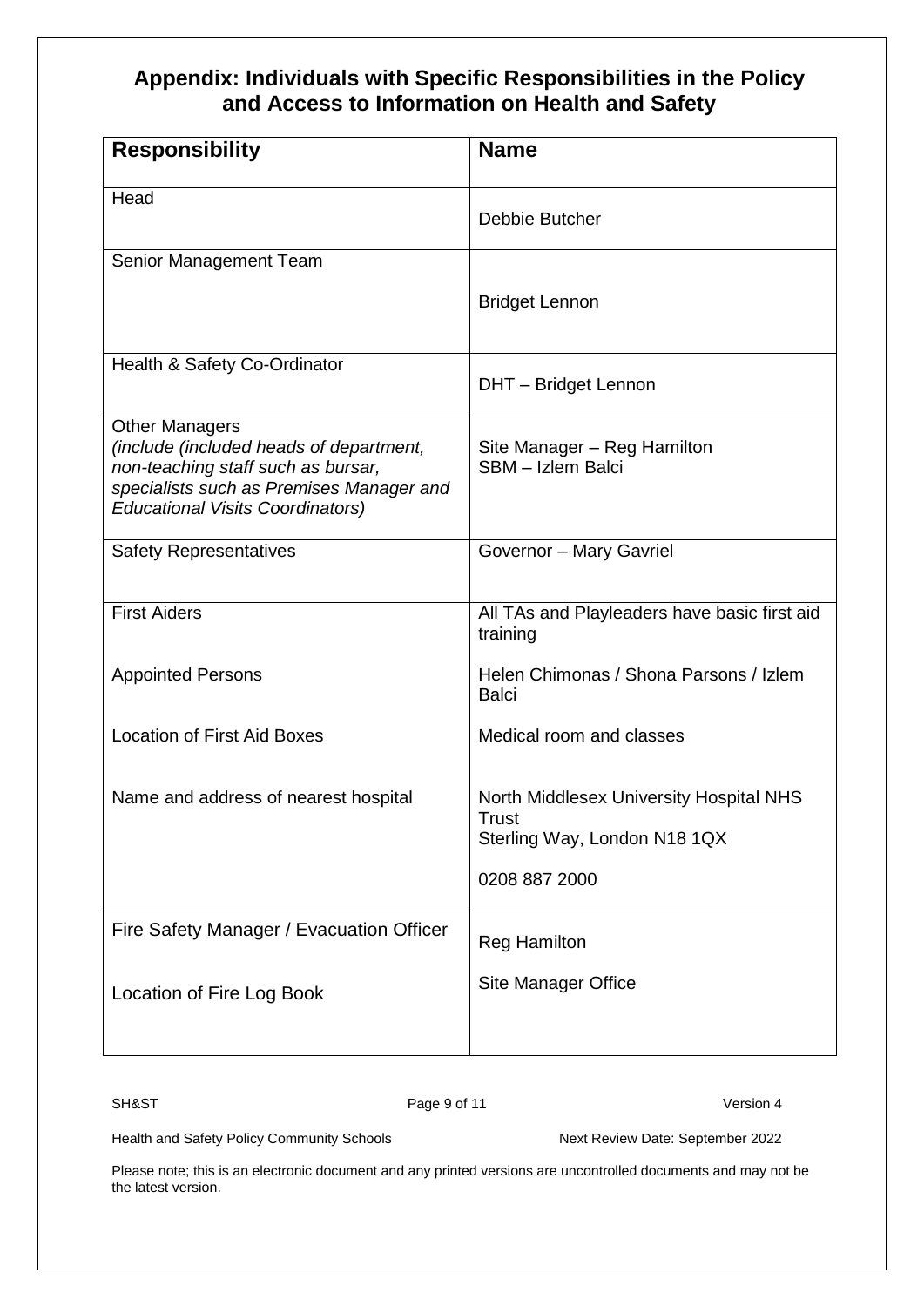# Appendix: Individuals with Specific Responsibilities in the Policy and Access to Information on Health and Safety

| Responsibility | Name |
|---|---|
| Head | Debbie Butcher |
| Senior Management Team | Bridget Lennon |
| Health & Safety Co-Ordinator | DHT – Bridget Lennon |
| Other Managers *(include (included heads of department, non-teaching staff such as bursar, specialists such as Premises Manager and Educational Visits Coordinators)* | Site Manager – Reg Hamilton<br>SBM – Izlem Balci |
| Safety Representatives | Governor – Mary Gavriel |
| First Aiders<br><br>Appointed Persons<br><br>Location of First Aid Boxes<br><br>Name and address of nearest hospital | All TAs and Playleaders have basic first aid training<br><br>Helen Chimonas / Shona Parsons / Izlem Balci<br><br>Medical room and classes<br><br>North Middlesex University Hospital NHS Trust<br>Sterling Way, London N18 1QX<br><br>0208 887 2000 |
| Fire Safety Manager / Evacuation Officer<br><br>Location of Fire Log Book | Reg Hamilton<br><br>Site Manager Office |

Please note; this is an electronic document and any printed versions are uncontrolled documents and may not be the latest version.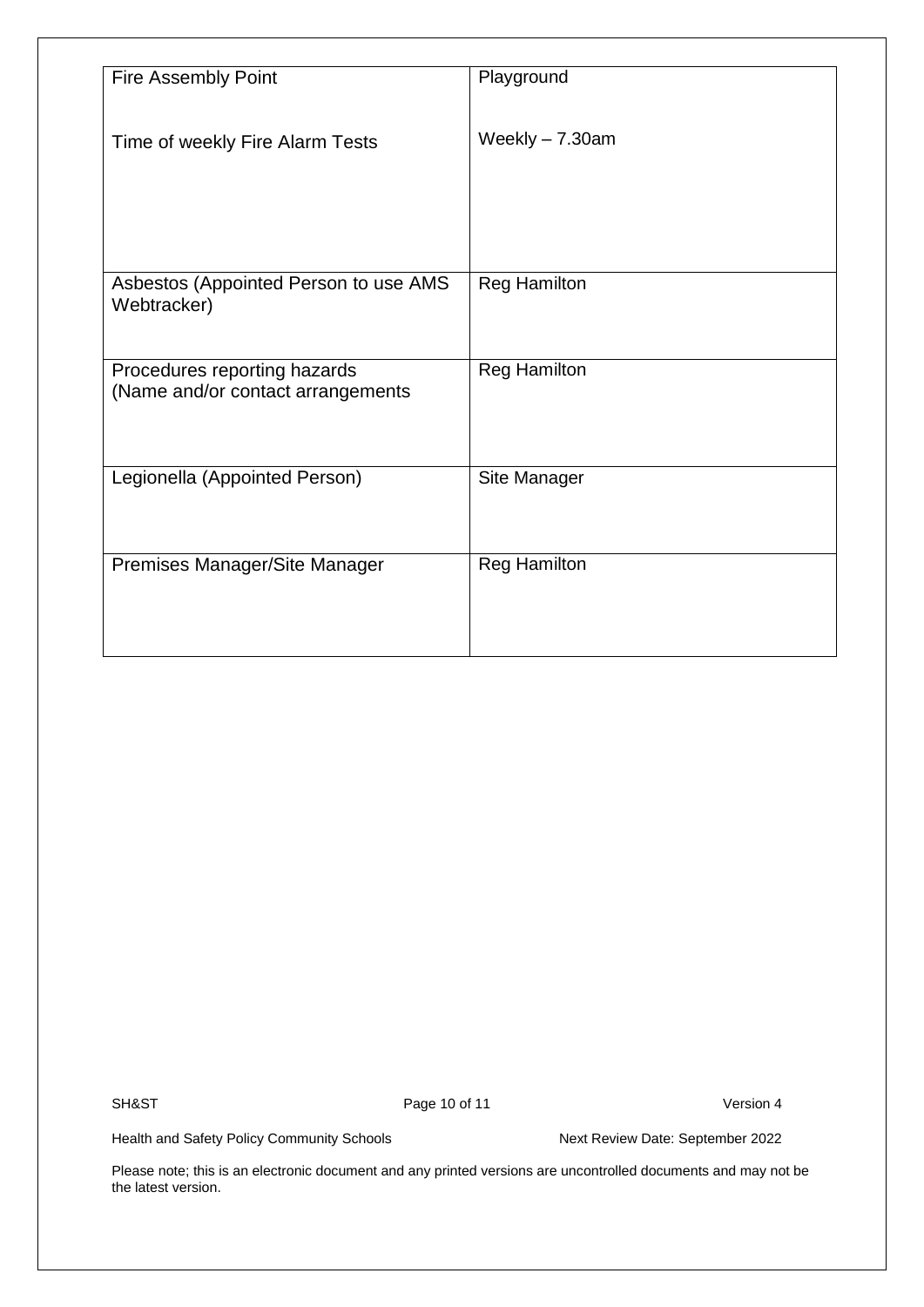| | |
|---|---|
| Fire Assembly Point<br><br>Time of weekly Fire Alarm Tests | Playground<br><br>Weekly – 7.30am |
| Asbestos (Appointed Person to use AMS Webtracker) | Reg Hamilton |
| Procedures reporting hazards (Name and/or contact arrangements | Reg Hamilton |
| Legionella (Appointed Person) | Site Manager |
| Premises Manager/Site Manager | Reg Hamilton |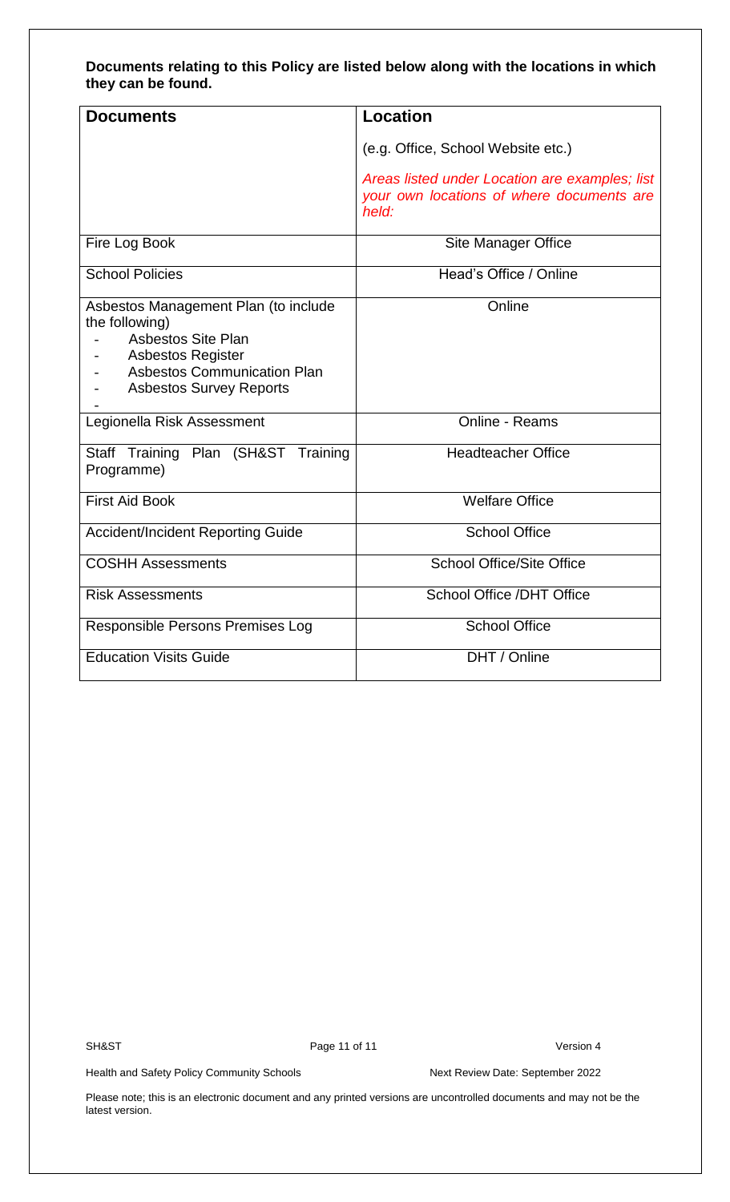**Documents relating to this Policy are listed below along with the locations in which they can be found.**

| **Documents** | **Location** |
|---|---|
| | (e.g. Office, School Website etc.)<br>*Areas listed under Location are examples; list your own locations of where documents are held:* |
| Fire Log Book | Site Manager Office |
| School Policies | Head's Office / Online |
| Asbestos Management Plan (to include the following)<br>- Asbestos Site Plan<br>- Asbestos Register<br>- Asbestos Communication Plan<br>- Asbestos Survey Reports<br>- | Online |
| Legionella Risk Assessment | Online - Reams |
| Staff Training Plan (SH&ST Training Programme) | Headteacher Office |
| First Aid Book | Welfare Office |
| Accident/Incident Reporting Guide | School Office |
| COSHH Assessments | School Office/Site Office |
| Risk Assessments | School Office /DHT Office |
| Responsible Persons Premises Log | School Office |
| Education Visits Guide | DHT / Online |

Please note; this is an electronic document and any printed versions are uncontrolled documents and may not be the latest version.